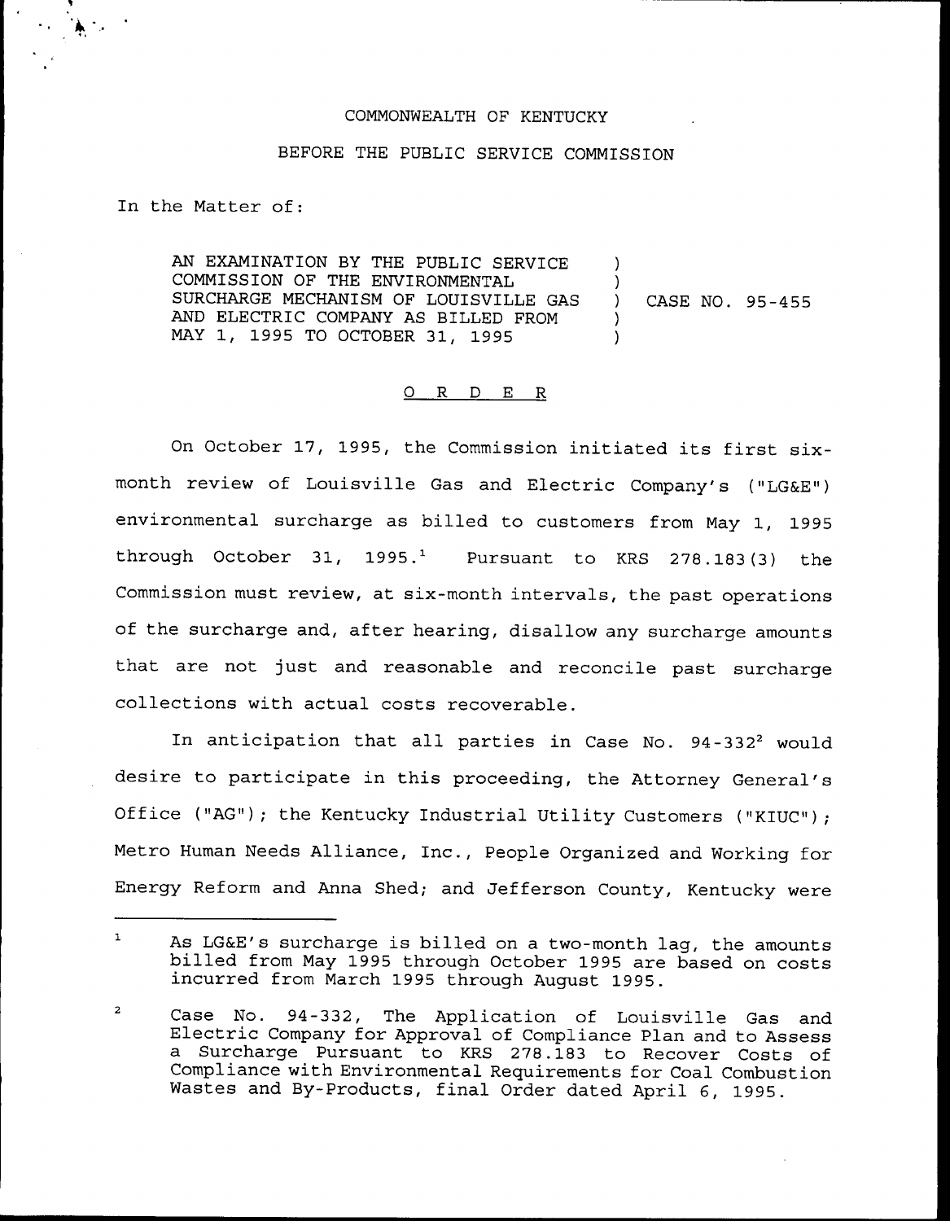COMMONWEALTH OF KENTUCKY

BEFORE THE PUBLIC SERVICE COMMISSION

In the Matter of:

AN EXAMINATION BY THE PUBLIC SERVICE COMMISSION OF THE ENVIRONMENTAL SURCHARGE MECHANISM OF LOUISVILLE GAS AND ELECTRIC COMPANY AS BILLED FROM MAY 1, 1995 TO OCTOBER 31, 1995 ) CASE NO. 95-455

## O R D E R

On October 17, 1995, the Commission initiated its first six-month review of Louisville Gas and Electric Company's ("LG&E") environmental surcharge as billed to customers from May 1, 1995 through October 31, 1995.[1] Pursuant to KRS 278.183(3) the Commission must review, at six-month intervals, the past operations of the surcharge and, after hearing, disallow any surcharge amounts that are not just and reasonable and reconcile past surcharge collections with actual costs recoverable.

In anticipation that all parties in Case No. 94-332[2] would desire to participate in this proceeding, the Attorney General's Office ("AG"); the Kentucky Industrial Utility Customers ("KIUC"); Metro Human Needs Alliance, Inc., People Organized and Working for Energy Reform and Anna Shed; and Jefferson County, Kentucky were

---

[1] As LG&E's surcharge is billed on a two-month lag, the amounts billed from May 1995 through October 1995 are based on costs incurred from March 1995 through August 1995.

[2] Case No. 94-332, The Application of Louisville Gas and Electric Company for Approval of Compliance Plan and to Assess a Surcharge Pursuant to KRS 278.183 to Recover Costs of Compliance with Environmental Requirements for Coal Combustion Wastes and By-Products, final Order dated April 6, 1995.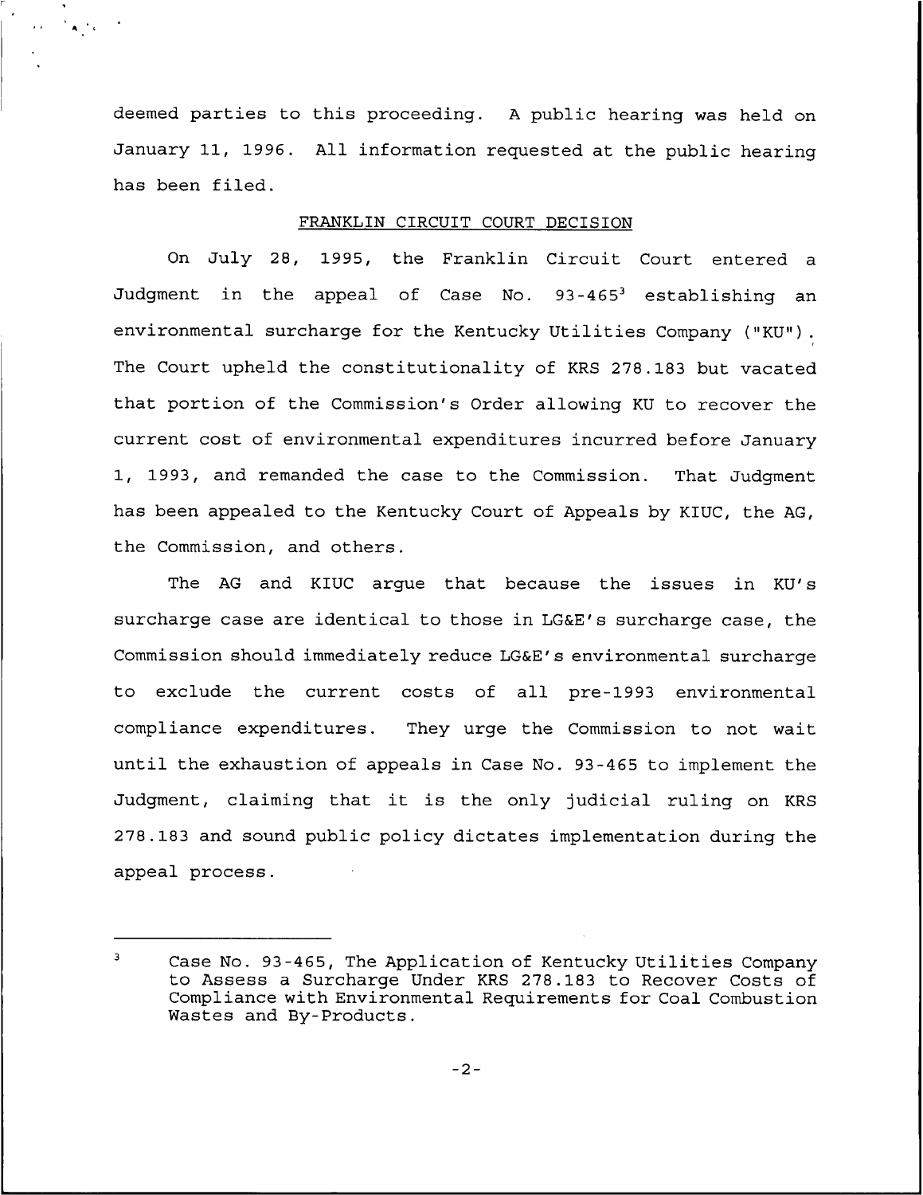deemed parties to this proceeding. A public hearing was held on January 11, 1996. All information requested at the public hearing has been filed.

## FRANKLIN CIRCUIT COURT DECISION

On July 28, 1995, the Franklin Circuit Court entered a Judgment in the appeal of Case No. 93-465[3] establishing an environmental surcharge for the Kentucky Utilities Company ("KU"). The Court upheld the constitutionality of KRS 278.183 but vacated that portion of the Commission's Order allowing KU to recover the current cost of environmental expenditures incurred before January 1, 1993, and remanded the case to the Commission. That Judgment has been appealed to the Kentucky Court of Appeals by KIUC, the AG, the Commission, and others.

The AG and KIUC argue that because the issues in KU's surcharge case are identical to those in LG&E's surcharge case, the Commission should immediately reduce LG&E's environmental surcharge to exclude the current costs of all pre-1993 environmental compliance expenditures. They urge the Commission to not wait until the exhaustion of appeals in Case No. 93-465 to implement the Judgment, claiming that it is the only judicial ruling on KRS 278.183 and sound public policy dictates implementation during the appeal process.

---

[3] Case No. 93-465, The Application of Kentucky Utilities Company to Assess a Surcharge Under KRS 278.183 to Recover Costs of Compliance with Environmental Requirements for Coal Combustion Wastes and By-Products.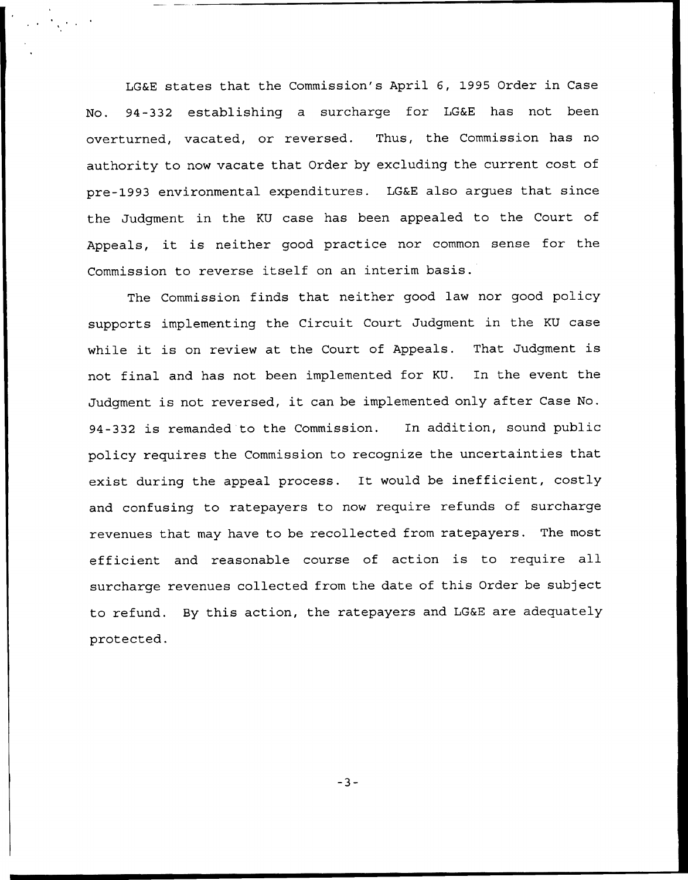LG&E states that the Commission's April 6, 1995 Order in Case No. 94-332 establishing a surcharge for LG&E has not been overturned, vacated, or reversed. Thus, the Commission has no authority to now vacate that Order by excluding the current cost of pre-1993 environmental expenditures. LG&E also argues that since the Judgment in the KU case has been appealed to the Court of Appeals, it is neither good practice nor common sense for the Commission to reverse itself on an interim basis.

The Commission finds that neither good law nor good policy supports implementing the Circuit Court Judgment in the KU case while it is on review at the Court of Appeals. That Judgment is not final and has not been implemented for KU. In the event the Judgment is not reversed, it can be implemented only after Case No. 94-332 is remanded to the Commission. In addition, sound public policy requires the Commission to recognize the uncertainties that exist during the appeal process. It would be inefficient, costly and confusing to ratepayers to now require refunds of surcharge revenues that may have to be recollected from ratepayers. The most efficient and reasonable course of action is to require all surcharge revenues collected from the date of this Order be subject to refund. By this action, the ratepayers and LG&E are adequately protected.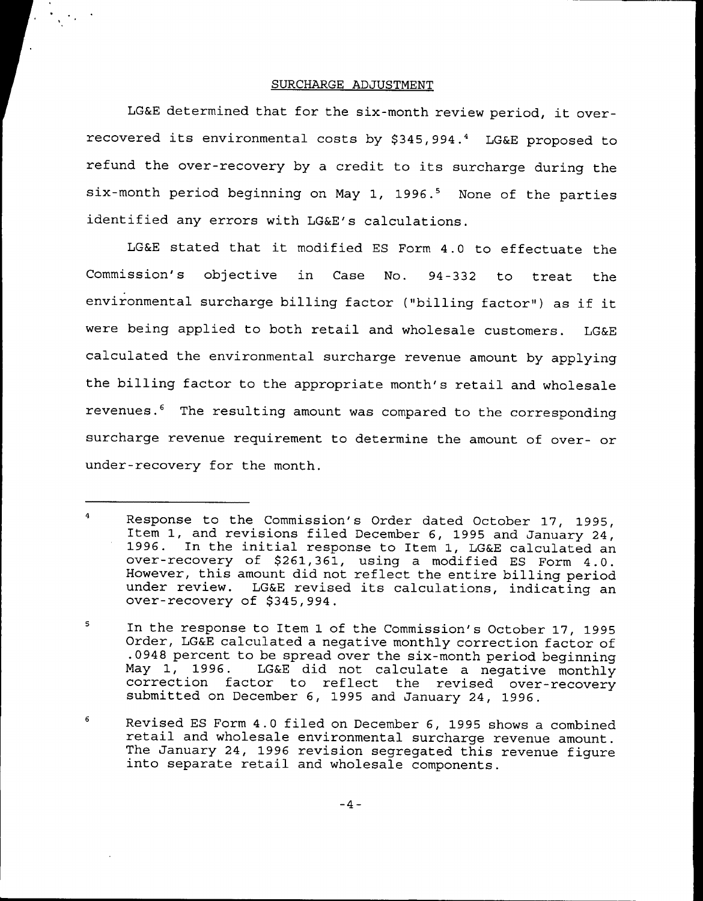## SURCHARGE ADJUSTMENT

LG&E determined that for the six-month review period, it over-recovered its environmental costs by $345,994.[4] LG&E proposed to refund the over-recovery by a credit to its surcharge during the six-month period beginning on May 1, 1996.[5] None of the parties identified any errors with LG&E's calculations.

LG&E stated that it modified ES Form 4.0 to effectuate the Commission's objective in Case No. 94-332 to treat the environmental surcharge billing factor ("billing factor") as if it were being applied to both retail and wholesale customers. LG&E calculated the environmental surcharge revenue amount by applying the billing factor to the appropriate month's retail and wholesale revenues.[6] The resulting amount was compared to the corresponding surcharge revenue requirement to determine the amount of over- or under-recovery for the month.

---

[4] Response to the Commission's Order dated October 17, 1995, Item 1, and revisions filed December 6, 1995 and January 24, 1996. In the initial response to Item 1, LG&E calculated an over-recovery of $261,361, using a modified ES Form 4.0. However, this amount did not reflect the entire billing period under review. LG&E revised its calculations, indicating an over-recovery of $345,994.

[5] In the response to Item 1 of the Commission's October 17, 1995 Order, LG&E calculated a negative monthly correction factor of .0948 percent to be spread over the six-month period beginning May 1, 1996. LG&E did not calculate a negative monthly correction factor to reflect the revised over-recovery submitted on December 6, 1995 and January 24, 1996.

[6] Revised ES Form 4.0 filed on December 6, 1995 shows a combined retail and wholesale environmental surcharge revenue amount. The January 24, 1996 revision segregated this revenue figure into separate retail and wholesale components.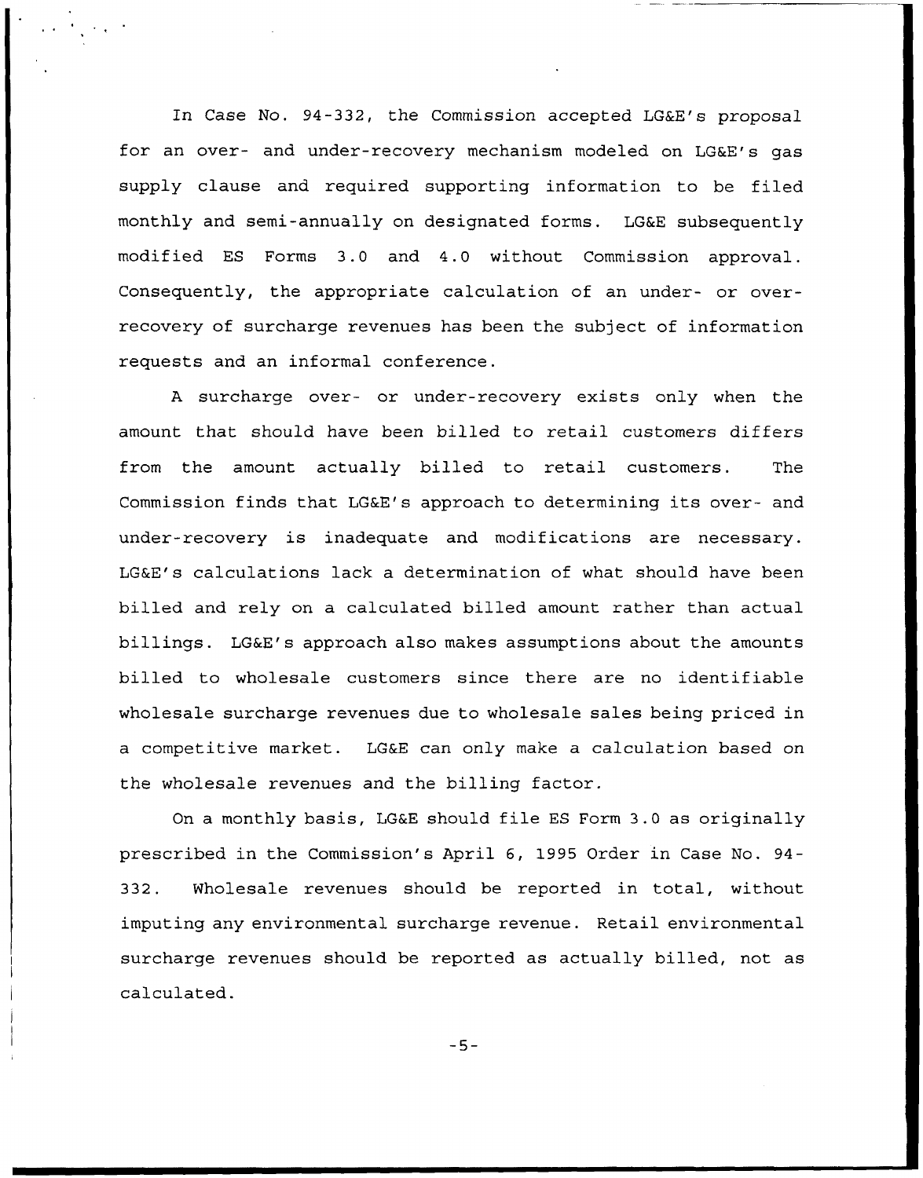In Case No. 94-332, the Commission accepted LG&E's proposal for an over- and under-recovery mechanism modeled on LG&E's gas supply clause and required supporting information to be filed monthly and semi-annually on designated forms. LG&E subsequently modified ES Forms 3.0 and 4.0 without Commission approval. Consequently, the appropriate calculation of an under- or over-recovery of surcharge revenues has been the subject of information requests and an informal conference.

A surcharge over- or under-recovery exists only when the amount that should have been billed to retail customers differs from the amount actually billed to retail customers. The Commission finds that LG&E's approach to determining its over- and under-recovery is inadequate and modifications are necessary. LG&E's calculations lack a determination of what should have been billed and rely on a calculated billed amount rather than actual billings. LG&E's approach also makes assumptions about the amounts billed to wholesale customers since there are no identifiable wholesale surcharge revenues due to wholesale sales being priced in a competitive market. LG&E can only make a calculation based on the wholesale revenues and the billing factor.

On a monthly basis, LG&E should file ES Form 3.0 as originally prescribed in the Commission's April 6, 1995 Order in Case No. 94-332. Wholesale revenues should be reported in total, without imputing any environmental surcharge revenue. Retail environmental surcharge revenues should be reported as actually billed, not as calculated.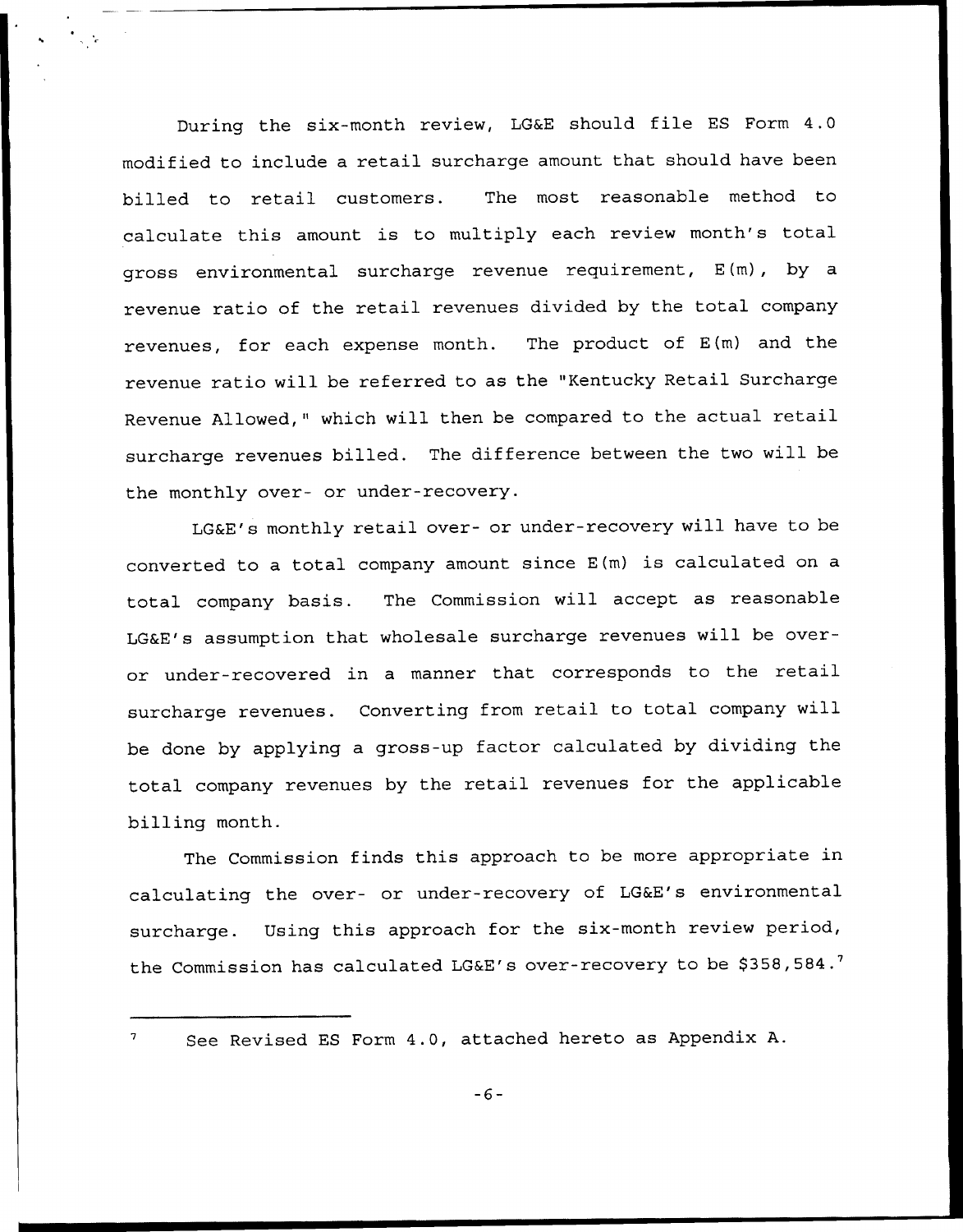During the six-month review, LG&E should file ES Form 4.0 modified to include a retail surcharge amount that should have been billed to retail customers. The most reasonable method to calculate this amount is to multiply each review month's total gross environmental surcharge revenue requirement, E(m), by a revenue ratio of the retail revenues divided by the total company revenues, for each expense month. The product of E(m) and the revenue ratio will be referred to as the "Kentucky Retail Surcharge Revenue Allowed," which will then be compared to the actual retail surcharge revenues billed. The difference between the two will be the monthly over- or under-recovery.

LG&E's monthly retail over- or under-recovery will have to be converted to a total company amount since E(m) is calculated on a total company basis. The Commission will accept as reasonable LG&E's assumption that wholesale surcharge revenues will be over- or under-recovered in a manner that corresponds to the retail surcharge revenues. Converting from retail to total company will be done by applying a gross-up factor calculated by dividing the total company revenues by the retail revenues for the applicable billing month.

The Commission finds this approach to be more appropriate in calculating the over- or under-recovery of LG&E's environmental surcharge. Using this approach for the six-month review period, the Commission has calculated LG&E's over-recovery to be $358,584.[7]

[7] See Revised ES Form 4.0, attached hereto as Appendix A.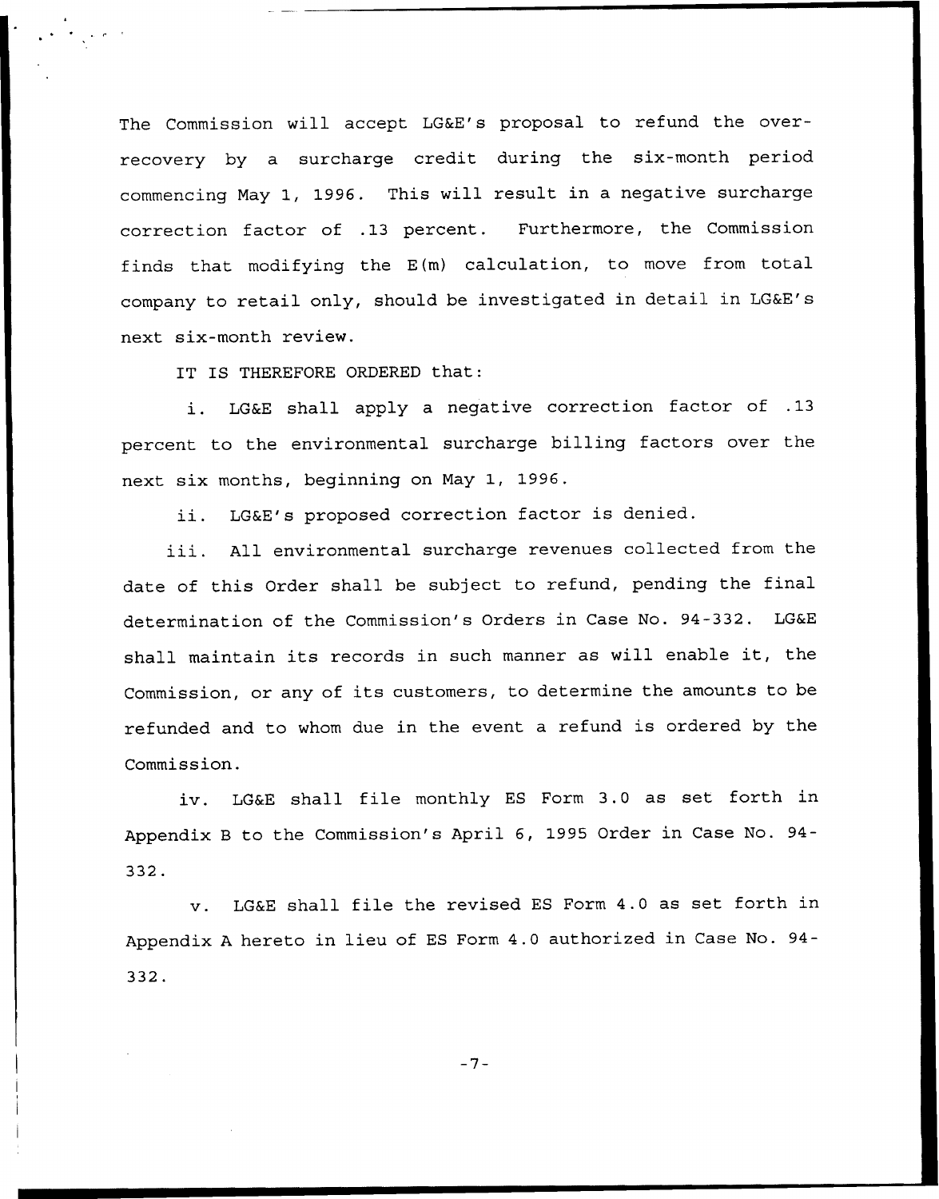The Commission will accept LG&E's proposal to refund the over-recovery by a surcharge credit during the six-month period commencing May 1, 1996. This will result in a negative surcharge correction factor of .13 percent. Furthermore, the Commission finds that modifying the E(m) calculation, to move from total company to retail only, should be investigated in detail in LG&E's next six-month review.

IT IS THEREFORE ORDERED that:

i. LG&E shall apply a negative correction factor of .13 percent to the environmental surcharge billing factors over the next six months, beginning on May 1, 1996.

ii. LG&E's proposed correction factor is denied.

iii. All environmental surcharge revenues collected from the date of this Order shall be subject to refund, pending the final determination of the Commission's Orders in Case No. 94-332. LG&E shall maintain its records in such manner as will enable it, the Commission, or any of its customers, to determine the amounts to be refunded and to whom due in the event a refund is ordered by the Commission.

iv. LG&E shall file monthly ES Form 3.0 as set forth in Appendix B to the Commission's April 6, 1995 Order in Case No. 94-332.

v. LG&E shall file the revised ES Form 4.0 as set forth in Appendix A hereto in lieu of ES Form 4.0 authorized in Case No. 94-332.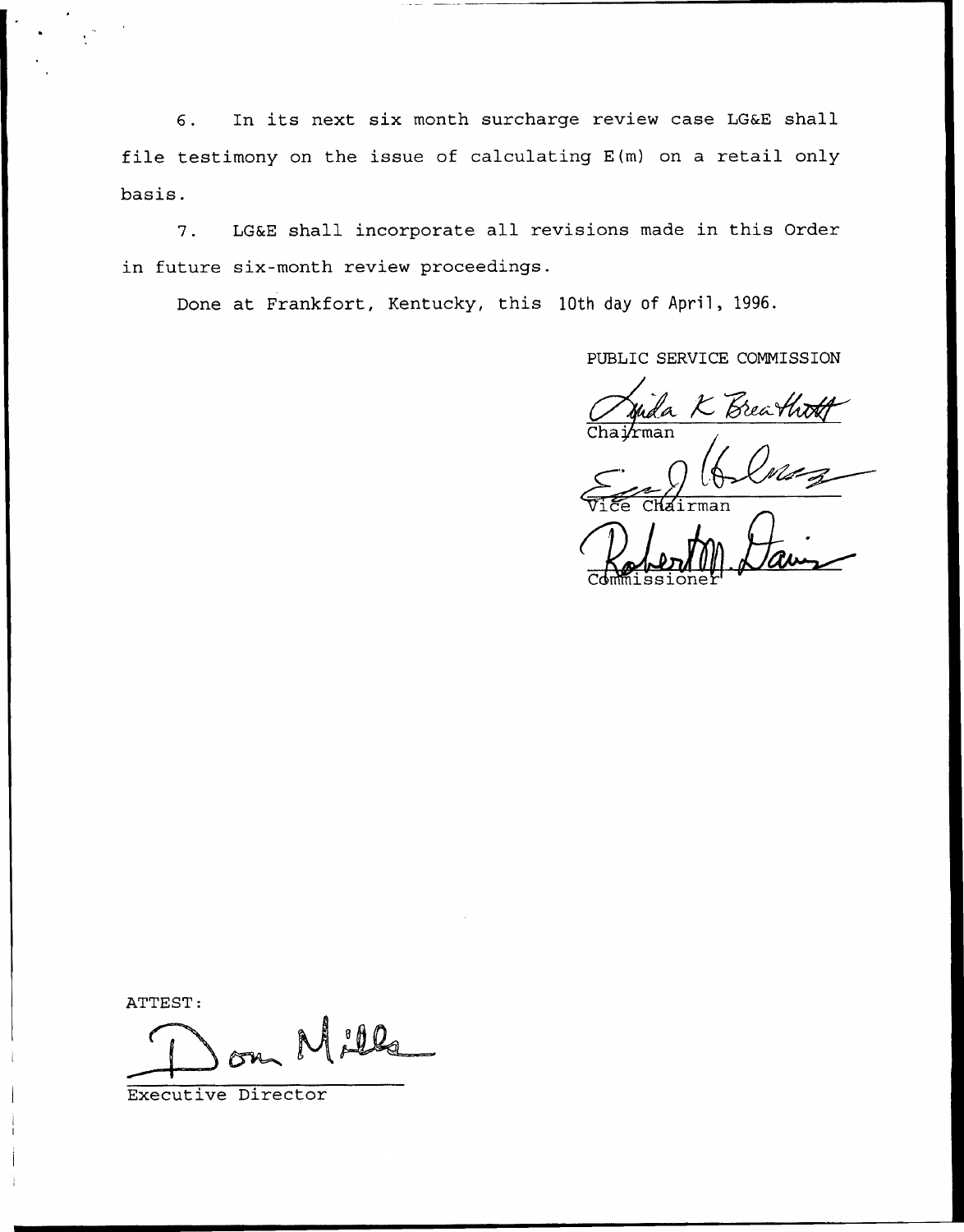6. In its next six month surcharge review case LG&E shall file testimony on the issue of calculating E(m) on a retail only basis.

7. LG&E shall incorporate all revisions made in this Order in future six-month review proceedings.

Done at Frankfort, Kentucky, this 10th day of April, 1996.

PUBLIC SERVICE COMMISSION

Chairman

Vice Chairman

Commissioner

ATTEST:

Executive Director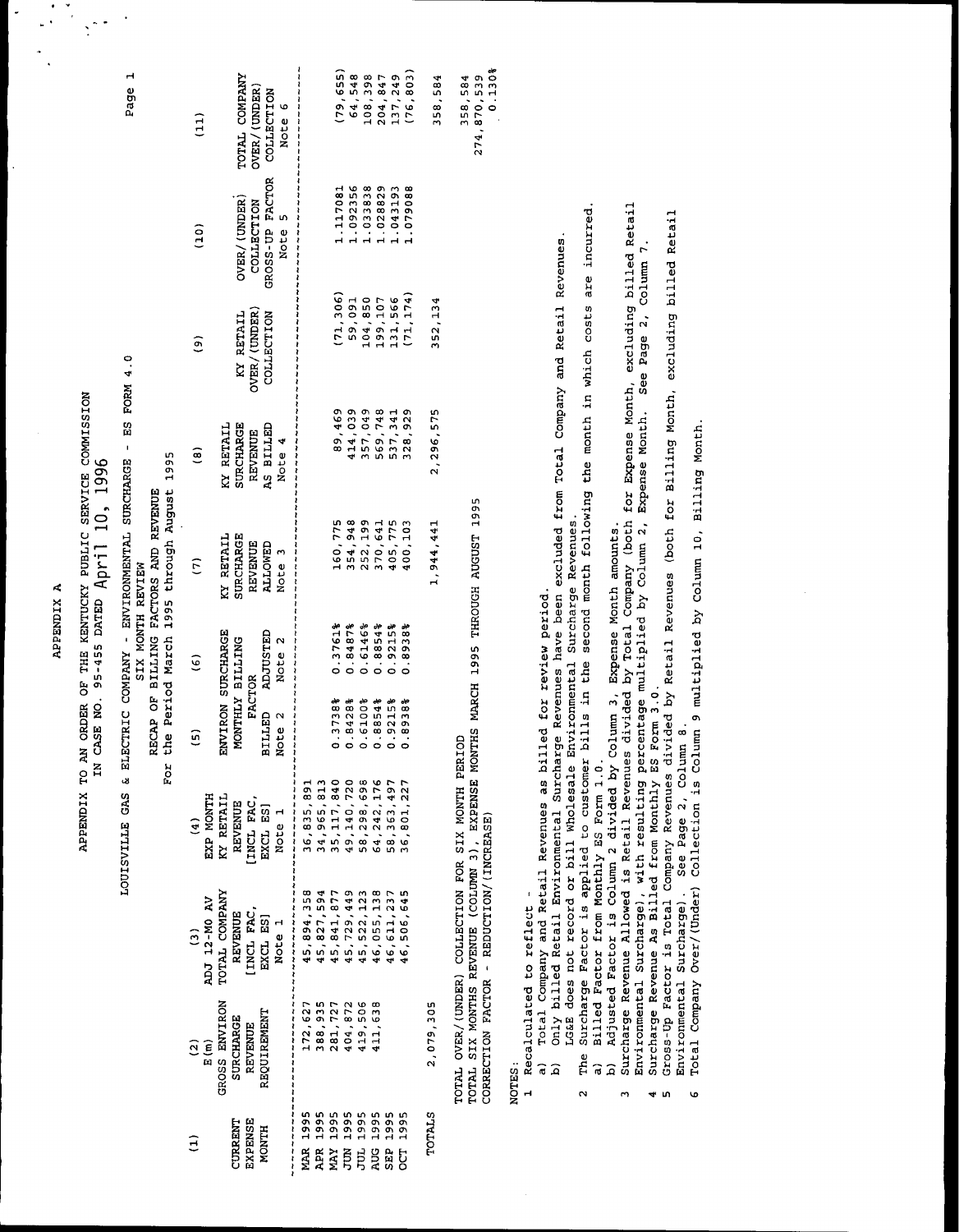APPENDIX A

APPENDIX TO AN ORDER OF THE KENTUCKY PUBLIC SERVICE COMMISSION
IN CASE NO. 95-455 DATED April 10, 1996

LOUISVILLE GAS & ELECTRIC COMPANY - ENVIRONMENTAL SURCHARGE - ES FORM 4.0
SIX MONTH REVIEW
RECAP OF BILLING FACTORS AND REVENUE
For the Period March 1995 through August 1995

| (1) CURRENT EXPENSE MONTH | (2) E(m) GROSS ENVIRON SURCHARGE REVENUE REQUIREMENT | (3) ADJ 12-MO AV TOTAL COMPANY REVENUE [INCL FAC, EXCL ES] Note 1 | (4) EXP MONTH KY RETAIL REVENUE [INCL FAC, EXCL ES] Note 1 | (5) ENVIRON SURCHARGE MONTHLY BILLING FACTOR BILLED Note 2 | (6) ADJUSTED Note 2 | (7) KY RETAIL SURCHARGE REVENUE ALLOWED Note 3 | (8) KY RETAIL SURCHARGE REVENUE AS BILLED Note 4 | (9) KY RETAIL OVER/(UNDER) COLLECTION | (10) OVER/(UNDER) COLLECTION GROSS-UP FACTOR Note 5 | (11) TOTAL COMPANY OVER/(UNDER) COLLECTION Note 6 |
|---|---|---|---|---|---|---|---|---|---|---|
| MAR 1995 | 172,627 | 45,894,358 | 36,835,891 | | | | | | | |
| APR 1995 | 388,935 | 45,827,594 | 34,965,813 | 0.3738% | 0.3761% | 160,775 | 89,469 | (71,306) | 1.117081 | (79,655) |
| MAY 1995 | 281,727 | 45,841,877 | 35,117,840 | 0.8428% | 0.8487% | 354,948 | 414,039 | 59,091 | 1.092356 | 64,548 |
| JUN 1995 | 404,872 | 45,729,449 | 49,140,720 | 0.6100% | 0.6146% | 252,199 | 357,049 | 104,850 | 1.033838 | 108,398 |
| JUL 1995 | 419,506 | 45,522,123 | 58,298,696 | 0.8854% | 0.8854% | 370,641 | 569,748 | 199,107 | 1.028829 | 204,847 |
| AUG 1995 | 411,638 | 46,055,138 | 64,242,176 | 0.9215% | 0.9215% | 405,775 | 537,341 | 131,566 | 1.043193 | 137,249 |
| SEP 1995 | | 46,611,237 | 58,363,497 | 0.8938% | 0.8938% | 400,103 | 328,929 | (71,174) | 1.079088 | (76,803) |
| OCT 1995 | | 46,506,645 | 36,801,227 | | | | | | | |
| TOTALS | 2,079,305 | | | | | 1,944,441 | 2,296,575 | 352,134 | | 358,584 |

| | |
|---|---|
| TOTAL OVER/(UNDER) COLLECTION FOR SIX MONTH PERIOD | 358,584 |
| TOTAL SIX MONTHS REVENUE (COLUMN 3), EXPENSE MONTHS MARCH 1995 THROUGH AUGUST 1995 | 274,870,539 |
| CORRECTION FACTOR - REDUCTION/(INCREASE) | 0.130% |

NOTES:

1 Recalculated to reflect -
   a) Total Company and Retail Revenues as billed for review period.
   b) Only billed Retail Environmental Surcharge Revenues have been excluded from Total Company and Retail Revenues. LG&E does not record or bill Wholesale Environmental Surcharge Revenues.
2 The Surcharge Factor is applied to customer bills in the second month following the month in which costs are incurred.
   a) Billed Factor from Monthly ES Form 1.0.
   b) Adjusted Factor is Column 2 divided by Column 3, Expense Month amounts.
3 Surcharge Revenue Allowed is Retail Revenues divided by Total Company (both for Expense Month, excluding billed Retail Environmental Surcharge), with resulting percentage multiplied by Column 2, Expense Month. See Page 2, Column 7.
4 Surcharge Revenue As Billed from Monthly ES Form 3.0.
5 Gross-Up Factor is Total Company Revenues divided by Retail Revenues (both for Billing Month, excluding billed Retail Environmental Surcharge). See Page 2, Column 8.
6 Total Company Over/(Under) Collection is Column 9 multiplied by Column 10, Billing Month.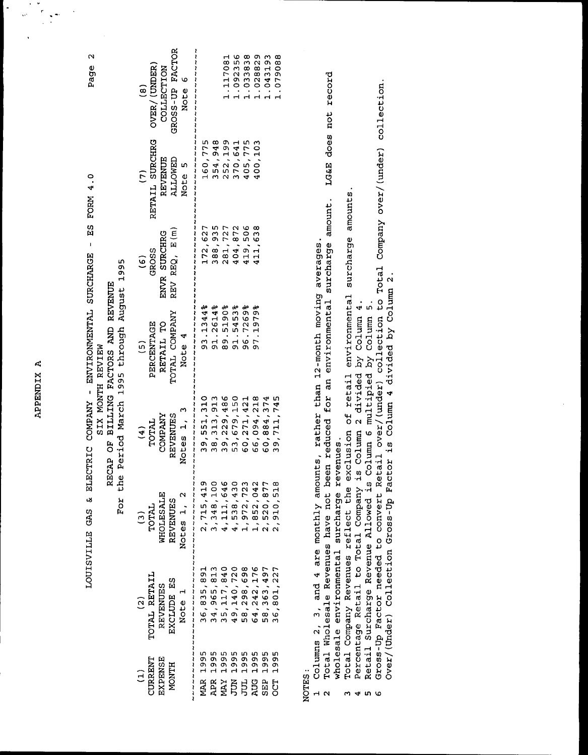APPENDIX A

LOUISVILLE GAS & ELECTRIC COMPANY - ENVIRONMENTAL SURCHARGE - ES FORM 4.0

SIX MONTH REVIEW

RECAP OF BILLING FACTORS AND REVENUE

For the Period March 1995 through August 1995

| (1) CURRENT EXPENSE MONTH | (2) TOTAL RETAIL REVENUES EXCLUDE ES Note 1 | (3) TOTAL WHOLESALE REVENUES Notes 1, 2 | (4) TOTAL COMPANY REVENUES Notes 1, 3 | (5) PERCENTAGE RETAIL TO TOTAL COMPANY Note 4 | (6) GROSS ENVR SURCHRG REV REQ, E(m) | (7) RETAIL SURCHRG REVENUE ALLOWED Note 5 | (8) OVER/(UNDER) COLLECTION GROSS-UP FACTOR Note 6 |
|---|---|---|---|---|---|---|---|
| MAR 1995 | 36,835,891 | 2,715,419 | 39,551,310 | 93.1344% | 172,627 | 160,775 | |
| APR 1995 | 34,965,813 | 3,348,100 | 38,313,913 | 91.2614% | 388,935 | 354,948 | |
| MAY 1995 | 35,117,840 | 4,111,646 | 39,229,486 | 89.5190% | 281,727 | 252,199 | 1.117081 |
| JUN 1995 | 49,140,720 | 4,538,430 | 53,679,150 | 91.5453% | 404,872 | 370,641 | 1.092356 |
| JUL 1995 | 58,298,698 | 1,972,723 | 60,271,421 | 96.7269% | 419,506 | 405,775 | 1.033838 |
| AUG 1995 | 64,242,176 | 1,852,042 | 66,094,218 | 97.1979% | 411,638 | 400,103 | 1.028829 |
| SEP 1995 | 58,363,497 | 2,520,877 | 60,884,374 | | | | 1.043193 |
| OCT 1995 | 36,801,227 | 2,910,518 | 39,711,745 | | | | 1.079088 |

NOTES:

1. Columns 2, 3, and 4 are monthly amounts, rather than 12-month moving averages.
2. Total Wholesale Revenues have not been reduced for an environmental surcharge amount. LG&E does not record wholesale environmental surcharge revenues.
3. Total Company Revenues reflect the exclusion of retail environmental surcharge amounts.
4. Percentage Retail to Total Company is Column 2 divided by Column 4.
5. Retail Surcharge Revenue Allowed is Column 6 multiplied by Column 5.
6. Gross-Up Factor needed to convert Retail over/(under) collection to Total Company over/(under) collection. Over/(Under) Collection Gross-Up Factor is Column 4 divided by Column 2.